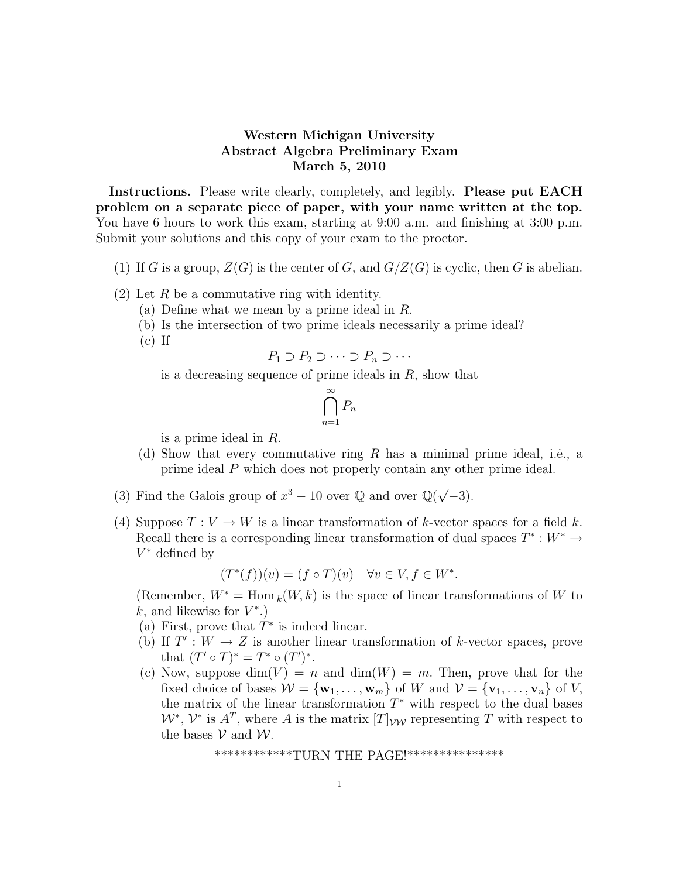**Western Michigan University**
**Abstract Algebra Preliminary Exam**
**March 5, 2010**

**Instructions.** Please write clearly, completely, and legibly. **Please put EACH problem on a separate piece of paper, with your name written at the top.** You have 6 hours to work this exam, starting at 9:00 a.m. and finishing at 3:00 p.m. Submit your solutions and this copy of your exam to the proctor.

(1) If $G$ is a group, $Z(G)$ is the center of $G$, and $G/Z(G)$ is cyclic, then $G$ is abelian.

(2) Let $R$ be a commutative ring with identity.
   (a) Define what we mean by a prime ideal in $R$.
   (b) Is the intersection of two prime ideals necessarily a prime ideal?
   (c) If
   $$P_1 \supset P_2 \supset \cdots \supset P_n \supset \cdots$$
   is a decreasing sequence of prime ideals in $R$, show that
   $$\bigcap_{n=1}^{\infty} P_n$$
   is a prime ideal in $R$.
   (d) Show that every commutative ring $R$ has a minimal prime ideal, i.ė., a prime ideal $P$ which does not properly contain any other prime ideal.

(3) Find the Galois group of $x^3 - 10$ over $\mathbb{Q}$ and over $\mathbb{Q}(\sqrt{-3})$.

(4) Suppose $T : V \to W$ is a linear transformation of $k$-vector spaces for a field $k$. Recall there is a corresponding linear transformation of dual spaces $T^* : W^* \to V^*$ defined by
$$(T^*(f))(v) = (f \circ T)(v) \quad \forall v \in V, f \in W^*.$$
(Remember, $W^* = \operatorname{Hom}_k(W, k)$ is the space of linear transformations of $W$ to $k$, and likewise for $V^*$.)
   (a) First, prove that $T^*$ is indeed linear.
   (b) If $T' : W \to Z$ is another linear transformation of $k$-vector spaces, prove that $(T' \circ T)^* = T^* \circ (T')^*$.
   (c) Now, suppose $\dim(V) = n$ and $\dim(W) = m$. Then, prove that for the fixed choice of bases $\mathcal{W} = \{\mathbf{w}_1, \ldots, \mathbf{w}_m\}$ of $W$ and $\mathcal{V} = \{\mathbf{v}_1, \ldots, \mathbf{v}_n\}$ of $V$, the matrix of the linear transformation $T^*$ with respect to the dual bases $\mathcal{W}^*$, $\mathcal{V}^*$ is $A^T$, where $A$ is the matrix $[T]_{\mathcal{V}\mathcal{W}}$ representing $T$ with respect to the bases $\mathcal{V}$ and $\mathcal{W}$.

\*\*\*\*\*\*\*\*\*\*\*\*TURN THE PAGE!\*\*\*\*\*\*\*\*\*\*\*\*\*\*\*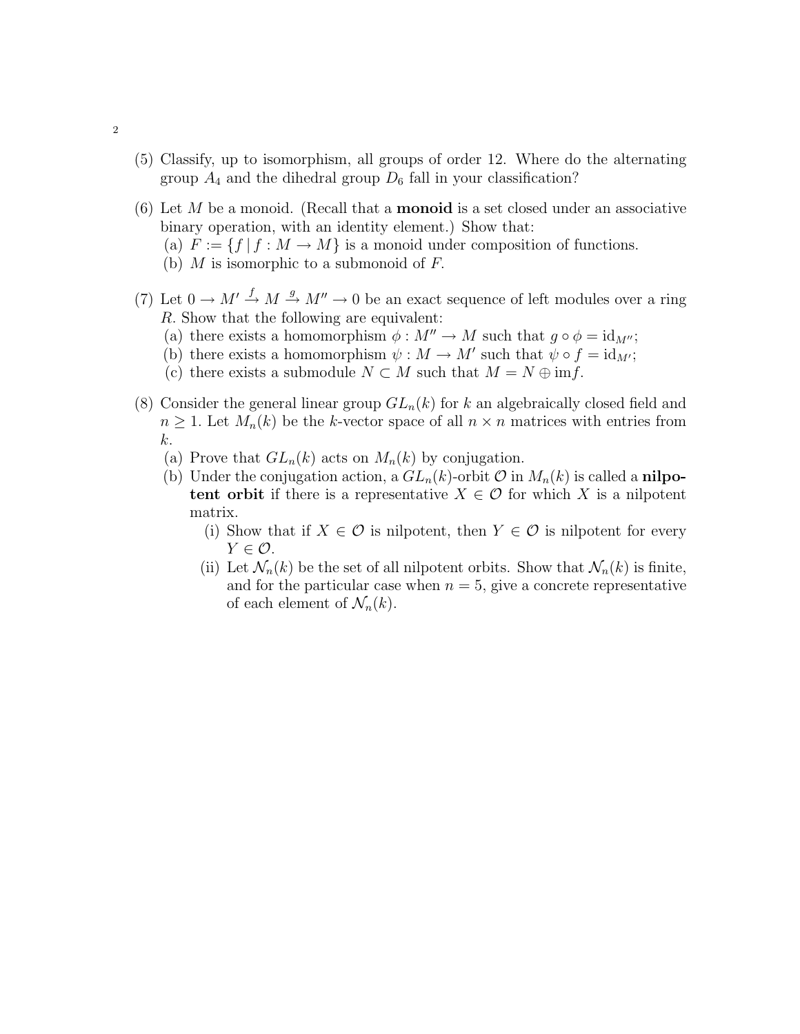(5) Classify, up to isomorphism, all groups of order 12. Where do the alternating group $A_4$ and the dihedral group $D_6$ fall in your classification?

(6) Let $M$ be a monoid. (Recall that a **monoid** is a set closed under an associative binary operation, with an identity element.) Show that:
  (a) $F := \{f \mid f : M \to M\}$ is a monoid under composition of functions.
  (b) $M$ is isomorphic to a submonoid of $F$.

(7) Let $0 \to M' \xrightarrow{f} M \xrightarrow{g} M'' \to 0$ be an exact sequence of left modules over a ring $R$. Show that the following are equivalent:
  (a) there exists a homomorphism $\phi : M'' \to M$ such that $g \circ \phi = \mathrm{id}_{M''}$;
  (b) there exists a homomorphism $\psi : M \to M'$ such that $\psi \circ f = \mathrm{id}_{M'}$;
  (c) there exists a submodule $N \subset M$ such that $M = N \oplus \mathrm{im} f$.

(8) Consider the general linear group $GL_n(k)$ for $k$ an algebraically closed field and $n \geq 1$. Let $M_n(k)$ be the $k$-vector space of all $n \times n$ matrices with entries from $k$.
  (a) Prove that $GL_n(k)$ acts on $M_n(k)$ by conjugation.
  (b) Under the conjugation action, a $GL_n(k)$-orbit $\mathcal{O}$ in $M_n(k)$ is called a **nilpotent orbit** if there is a representative $X \in \mathcal{O}$ for which $X$ is a nilpotent matrix.
    (i) Show that if $X \in \mathcal{O}$ is nilpotent, then $Y \in \mathcal{O}$ is nilpotent for every $Y \in \mathcal{O}$.
    (ii) Let $\mathcal{N}_n(k)$ be the set of all nilpotent orbits. Show that $\mathcal{N}_n(k)$ is finite, and for the particular case when $n = 5$, give a concrete representative of each element of $\mathcal{N}_n(k)$.